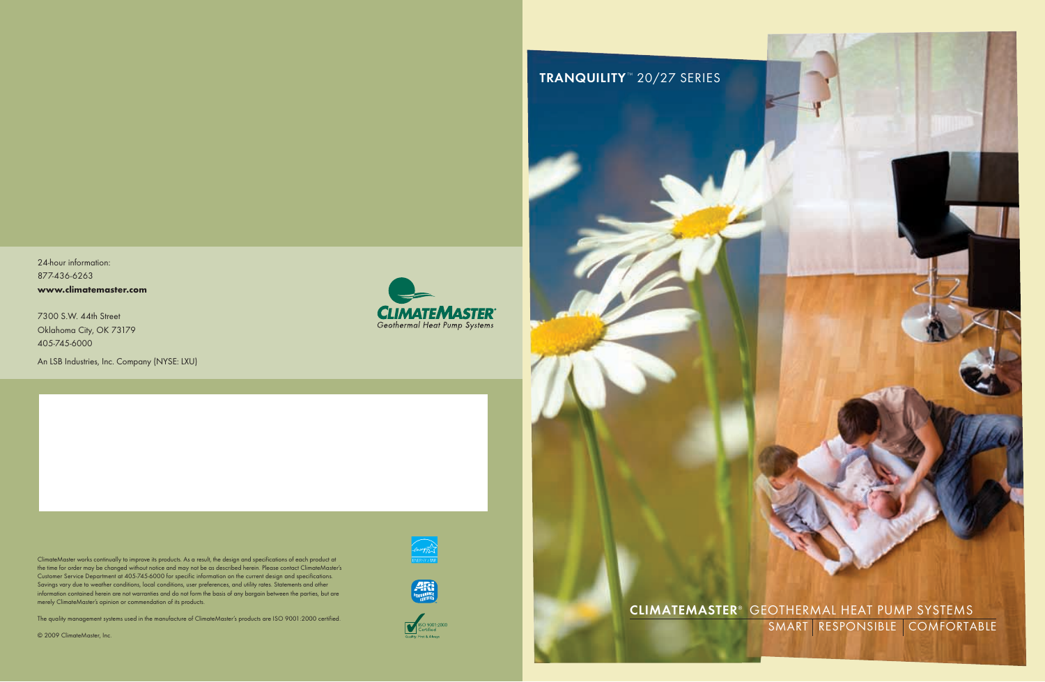24-hour information:
877-436-6263
**www.climatemaster.com**

7300 S.W. 44th Street
Oklahoma City, OK 73179
405-745-6000

An LSB Industries, Inc. Company (NYSE: LXU)

**CLIMATEMASTER®**
*Geothermal Heat Pump Systems*

ClimateMaster works continually to improve its products. As a result, the design and specifications of each product at the time for order may be changed without notice and may not be as described herein. Please contact ClimateMaster's Customer Service Department at 405-745-6000 for specific information on the current design and specifications. Savings vary due to weather conditions, local conditions, user preferences, and utility rates. Statements and other information contained herein are not warranties and do not form the basis of any bargain between the parties, but are merely ClimateMaster's opinion or commendation of its products.

The quality management systems used in the manufacture of ClimateMaster's products are ISO 9001:2000 certified.

© 2009 ClimateMaster, Inc.

ENERGY STAR

ARI Performance Certified

ISO 9001:2000 Certified
Quality: First & Always

# TRANQUILITY™ 20/27 SERIES

## CLIMATEMASTER® GEOTHERMAL HEAT PUMP SYSTEMS

SMART | RESPONSIBLE | COMFORTABLE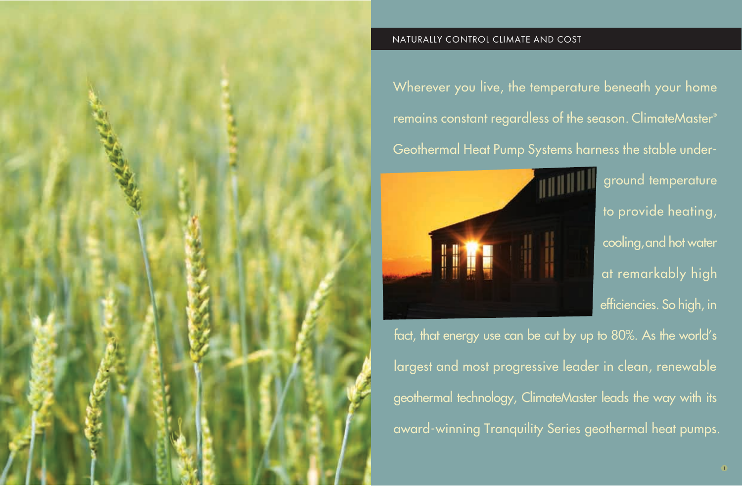## NATURALLY CONTROL CLIMATE AND COST

Wherever you live, the temperature beneath your home remains constant regardless of the season. ClimateMaster® Geothermal Heat Pump Systems harness the stable underground temperature to provide heating, cooling, and hot water at remarkably high efficiencies. So high, in fact, that energy use can be cut by up to 80%. As the world's largest and most progressive leader in clean, renewable geothermal technology, ClimateMaster leads the way with its award-winning Tranquility Series geothermal heat pumps.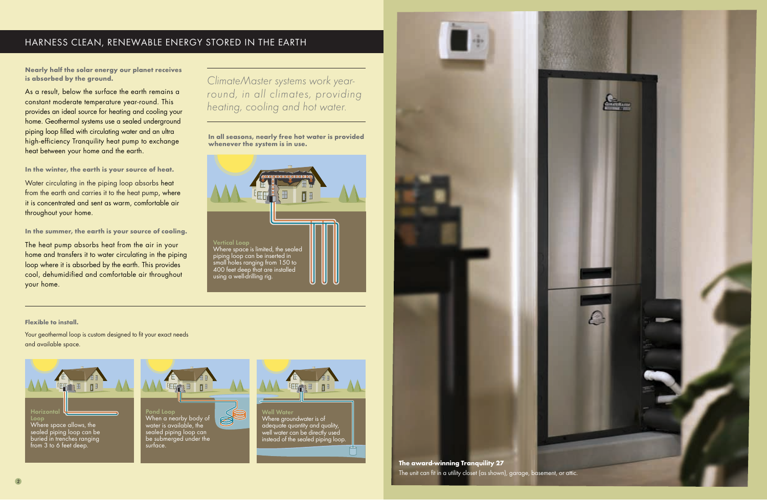# HARNESS CLEAN, RENEWABLE ENERGY STORED IN THE EARTH

**Nearly half the solar energy our planet receives is absorbed by the ground.**

As a result, below the surface the earth remains a constant moderate temperature year-round. This provides an ideal source for heating and cooling your home. Geothermal systems use a sealed underground piping loop filled with circulating water and an ultra high-efficiency Tranquility heat pump to exchange heat between your home and the earth.

**In the winter, the earth is your source of heat.**

Water circulating in the piping loop absorbs heat from the earth and carries it to the heat pump, where it is concentrated and sent as warm, comfortable air throughout your home.

**In the summer, the earth is your source of cooling.**

The heat pump absorbs heat from the air in your home and transfers it to water circulating in the piping loop where it is absorbed by the earth. This provides cool, dehumidified and comfortable air throughout your home.

*ClimateMaster systems work year-round, in all climates, providing heating, cooling and hot water.*

**In all seasons, nearly free hot water is provided whenever the system is in use.**

**Vertical Loop**
Where space is limited, the sealed piping loop can be inserted in small holes ranging from 150 to 400 feet deep that are installed using a well-drilling rig.

**Flexible to install.**

Your geothermal loop is custom designed to fit your exact needs and available space.

**Horizontal Loop**
Where space allows, the sealed piping loop can be buried in trenches ranging from 3 to 6 feet deep.

**Pond Loop**
When a nearby body of water is available, the sealed piping loop can be submerged under the surface.

**Well Water**
Where groundwater is of adequate quantity and quality, well water can be directly used instead of the sealed piping loop.

**The award-winning Tranquility 27**
The unit can fit in a utility closet (as shown), garage, basement, or attic.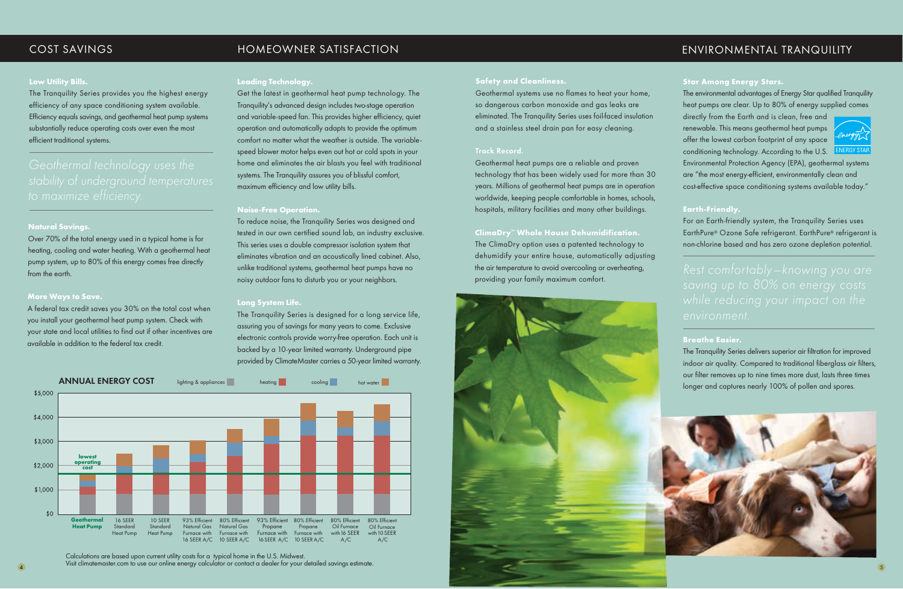## COST SAVINGS

**Low Utility Bills.**

The Tranquility Series provides you the highest energy efficiency of any space conditioning system available. Efficiency equals savings, and geothermal heat pump systems substantially reduce operating costs over even the most efficient traditional systems.

*Geothermal technology uses the stability of underground temperatures to maximize efficiency.*

**Natural Savings.**

Over 70% of the total energy used in a typical home is for heating, cooling and water heating. With a geothermal heat pump system, up to 80% of this energy comes free directly from the earth.

**More Ways to Save.**

A federal tax credit saves you 30% on the total cost when you install your geothermal heat pump system. Check with your state and local utilities to find out if other incentives are available in addition to the federal tax credit.

## HOMEOWNER SATISFACTION

**Leading Technology.**

Get the latest in geothermal heat pump technology. The Tranquility's advanced design includes two-stage operation and variable-speed fan. This provides higher efficiency, quiet operation and automatically adapts to provide the optimum comfort no matter what the weather is outside. The variable-speed blower motor helps even out hot or cold spots in your home and eliminates the air blasts you feel with traditional systems. The Tranquility assures you of blissful comfort, maximum efficiency and low utility bills.

**Noise-Free Operation.**

To reduce noise, the Tranquility Series was designed and tested in our own certified sound lab, an industry exclusive. This series uses a double compressor isolation system that eliminates vibration and an acoustically lined cabinet. Also, unlike traditional systems, geothermal heat pumps have no noisy outdoor fans to disturb you or your neighbors.

**Long System Life.**

The Tranquility Series is designed for a long service life, assuring you of savings for many years to come. Exclusive electronic controls provide worry-free operation. Each unit is backed by a 10-year limited warranty. Underground pipe provided by ClimateMaster carries a 50-year limited warranty.

**ANNUAL ENERGY COST**

Legend: lighting & appliances, heating, cooling, hot water

Y-axis: $0, $1,000, $2,000, $3,000, $4,000, $5,000

Systems compared: Geothermal Heat Pump (lowest operating cost); 16 SEER Standard Heat Pump; 10 SEER Standard Heat Pump; 93% Efficient Natural Gas Furnace with 16 SEER A/C; 80% Efficient Natural Gas Furnace with 10 SEER A/C; 93% Efficient Propane Furnace with 16 SEER A/C; 80% Efficient Propane Furnace with 10 SEER A/C; 80% Efficient Oil Furnace with 16 SEER A/C; 80% Efficient Oil Furnace with 10 SEER A/C

Calculations are based upon current utility costs for a typical home in the U.S. Midwest.
Visit climatemaster.com to use our online energy calculator or contact a dealer for your detailed savings estimate.

**Safety and Cleanliness.**

Geothermal systems use no flames to heat your home, so dangerous carbon monoxide and gas leaks are eliminated. The Tranquility Series uses foil-faced insulation and a stainless steel drain pan for easy cleaning.

**Track Record.**

Geothermal heat pumps are a reliable and proven technology that has been widely used for more than 30 years. Millions of geothermal heat pumps are in operation worldwide, keeping people comfortable in homes, schools, hospitals, military facilities and many other buildings.

**ClimaDry™ Whole House Dehumidification.**

The ClimaDry option uses a patented technology to dehumidify your entire house, automatically adjusting the air temperature to avoid overcooling or overheating, providing your family maximum comfort.

## ENVIRONMENTAL TRANQUILITY

**Star Among Energy Stars.**

The environmental advantages of Energy Star qualified Tranquility heat pumps are clear. Up to 80% of energy supplied comes directly from the Earth and is clean, free and renewable. This means geothermal heat pumps offer the lowest carbon footprint of any space conditioning technology. According to the U.S. Environmental Protection Agency (EPA), geothermal systems are "the most energy-efficient, environmentally clean and cost-effective space conditioning systems available today."

**Earth-Friendly.**

For an Earth-friendly system, the Tranquility Series uses EarthPure® Ozone Safe refrigerant. EarthPure® refrigerant is non-chlorine based and has zero ozone depletion potential.

*Rest comfortably—knowing you are saving up to 80% on energy costs while reducing your impact on the environment.*

**Breathe Easier.**

The Tranquility Series delivers superior air filtration for improved indoor air quality. Compared to traditional fiberglass air filters, our filter removes up to nine times more dust, lasts three times longer and captures nearly 100% of pollen and spores.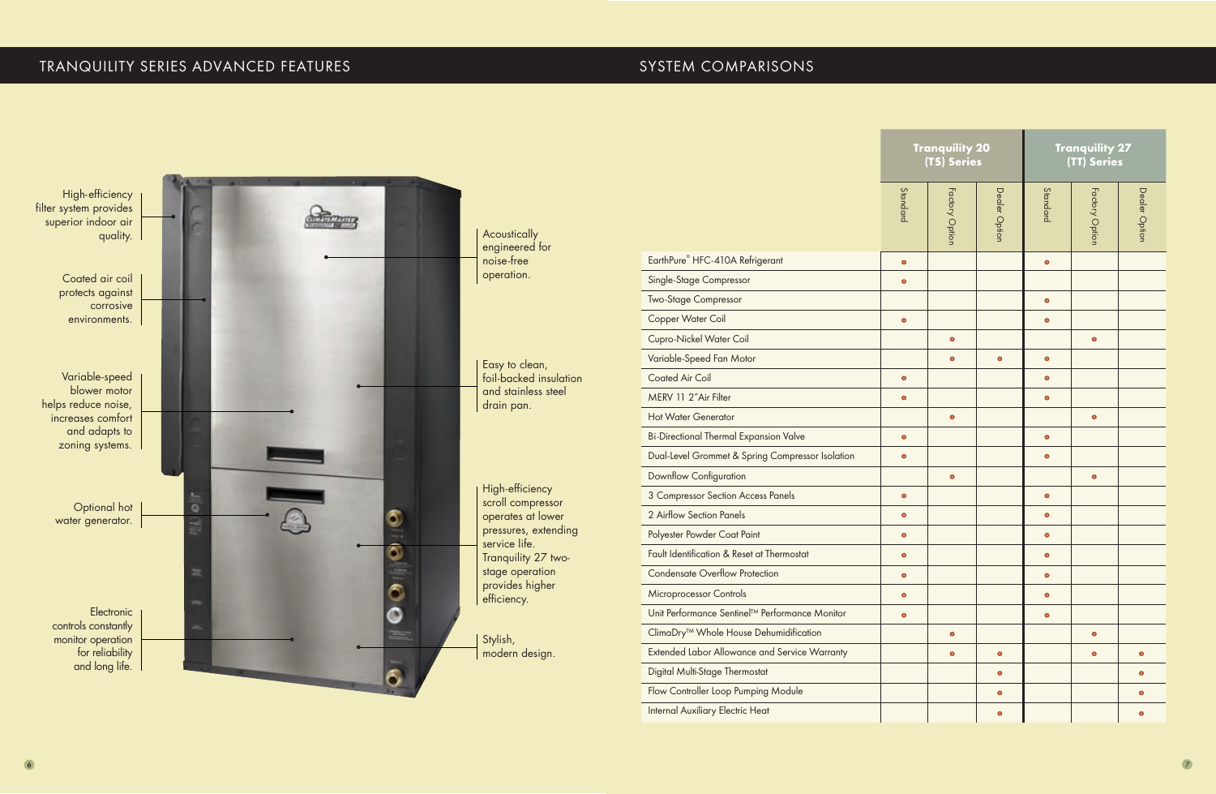## TRANQUILITY SERIES ADVANCED FEATURES

High-efficiency filter system provides superior indoor air quality.

Coated air coil protects against corrosive environments.

Variable-speed blower motor helps reduce noise, increases comfort and adapts to zoning systems.

Optional hot water generator.

Electronic controls constantly monitor operation for reliability and long life.

Acoustically engineered for noise-free operation.

Easy to clean, foil-backed insulation and stainless steel drain pan.

High-efficiency scroll compressor operates at lower pressures, extending service life. Tranquility 27 two-stage operation provides higher efficiency.

Stylish, modern design.

## SYSTEM COMPARISONS

| | Tranquility 20 (TS) Series | | | Tranquility 27 (TT) Series | | |
|---|---|---|---|---|---|---|
| | Standard | Factory Option | Dealer Option | Standard | Factory Option | Dealer Option |
| EarthPure® HFC-410A Refrigerant | • | | | • | | |
| Single-Stage Compressor | • | | | | | |
| Two-Stage Compressor | | | | • | | |
| Copper Water Coil | • | | | • | | |
| Cupro-Nickel Water Coil | | • | | | • | |
| Variable-Speed Fan Motor | | • | • | • | | |
| Coated Air Coil | • | | | • | | |
| MERV 11 2" Air Filter | • | | | • | | |
| Hot Water Generator | | • | | | • | |
| Bi-Directional Thermal Expansion Valve | • | | | • | | |
| Dual-Level Grommet & Spring Compressor Isolation | • | | | • | | |
| Downflow Configuration | | • | | | • | |
| 3 Compressor Section Access Panels | • | | | • | | |
| 2 Airflow Section Panels | • | | | • | | |
| Polyester Powder Coat Paint | • | | | • | | |
| Fault Identification & Reset at Thermostat | • | | | • | | |
| Condensate Overflow Protection | • | | | • | | |
| Microprocessor Controls | • | | | • | | |
| Unit Performance Sentinel™ Performance Monitor | • | | | • | | |
| ClimaDry™ Whole House Dehumidification | | • | | | • | |
| Extended Labor Allowance and Service Warranty | | • | • | | • | • |
| Digital Multi-Stage Thermostat | | | • | | | • |
| Flow Controller Loop Pumping Module | | | • | | | • |
| Internal Auxiliary Electric Heat | | | • | | | • |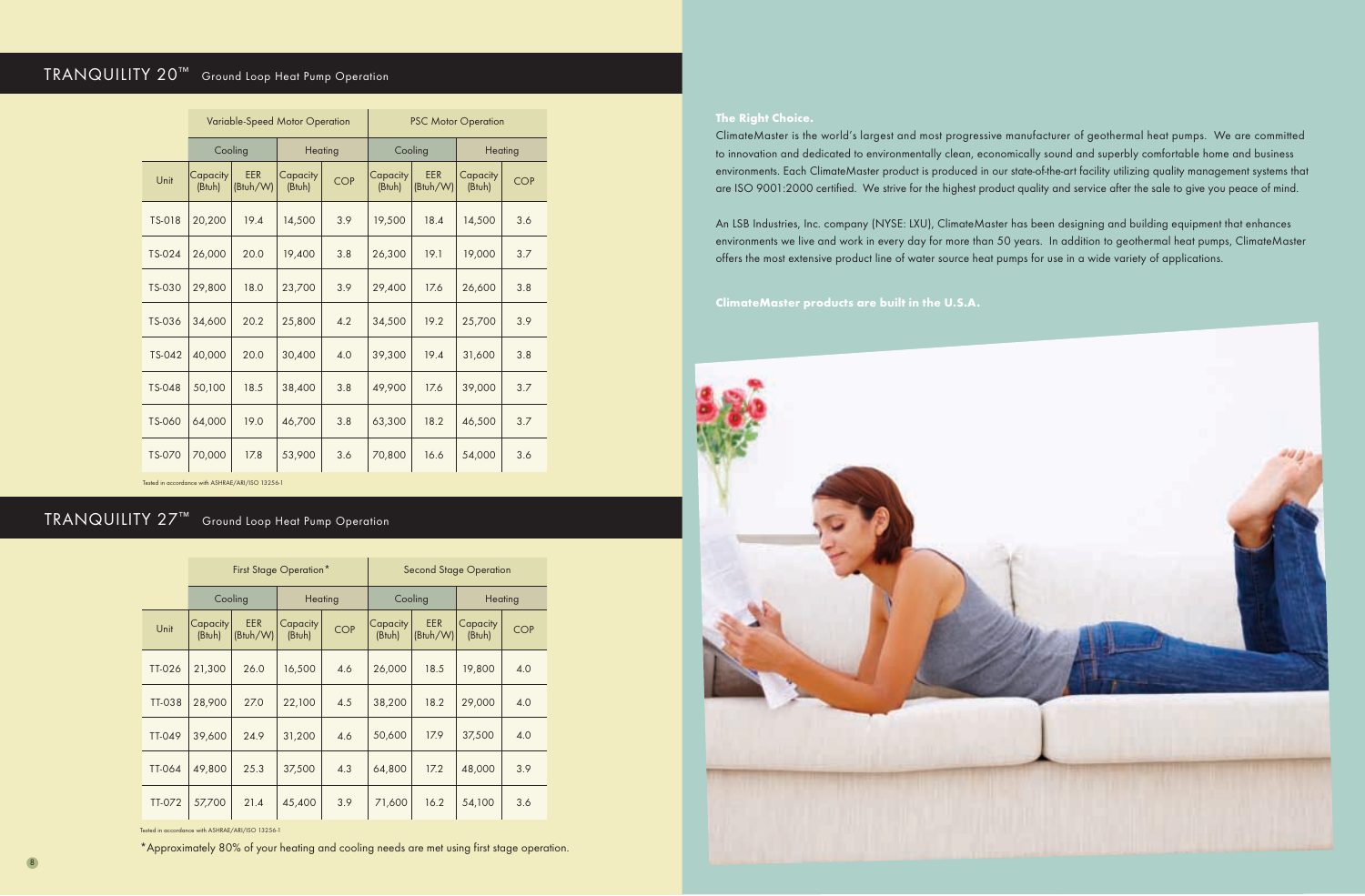## TRANQUILITY 20™ Ground Loop Heat Pump Operation

| | Variable-Speed Motor Operation | | | | PSC Motor Operation | | | |
|---|---|---|---|---|---|---|---|---|
| | Cooling | | Heating | | Cooling | | Heating | |
| Unit | Capacity (Btuh) | EER (Btuh/W) | Capacity (Btuh) | COP | Capacity (Btuh) | EER (Btuh/W) | Capacity (Btuh) | COP |
| TS-018 | 20,200 | 19.4 | 14,500 | 3.9 | 19,500 | 18.4 | 14,500 | 3.6 |
| TS-024 | 26,000 | 20.0 | 19,400 | 3.8 | 26,300 | 19.1 | 19,000 | 3.7 |
| TS-030 | 29,800 | 18.0 | 23,700 | 3.9 | 29,400 | 17.6 | 26,600 | 3.8 |
| TS-036 | 34,600 | 20.2 | 25,800 | 4.2 | 34,500 | 19.2 | 25,700 | 3.9 |
| TS-042 | 40,000 | 20.0 | 30,400 | 4.0 | 39,300 | 19.4 | 31,600 | 3.8 |
| TS-048 | 50,100 | 18.5 | 38,400 | 3.8 | 49,900 | 17.6 | 39,000 | 3.7 |
| TS-060 | 64,000 | 19.0 | 46,700 | 3.8 | 63,300 | 18.2 | 46,500 | 3.7 |
| TS-070 | 70,000 | 17.8 | 53,900 | 3.6 | 70,800 | 16.6 | 54,000 | 3.6 |

Tested in accordance with ASHRAE/ARI/ISO 13256-1

## TRANQUILITY 27™ Ground Loop Heat Pump Operation

| | First Stage Operation* | | | | Second Stage Operation | | | |
|---|---|---|---|---|---|---|---|---|
| | Cooling | | Heating | | Cooling | | Heating | |
| Unit | Capacity (Btuh) | EER (Btuh/W) | Capacity (Btuh) | COP | Capacity (Btuh) | EER (Btuh/W) | Capacity (Btuh) | COP |
| TT-026 | 21,300 | 26.0 | 16,500 | 4.6 | 26,000 | 18.5 | 19,800 | 4.0 |
| TT-038 | 28,900 | 27.0 | 22,100 | 4.5 | 38,200 | 18.2 | 29,000 | 4.0 |
| TT-049 | 39,600 | 24.9 | 31,200 | 4.6 | 50,600 | 17.9 | 37,500 | 4.0 |
| TT-064 | 49,800 | 25.3 | 37,500 | 4.3 | 64,800 | 17.2 | 48,000 | 3.9 |
| TT-072 | 57,700 | 21.4 | 45,400 | 3.9 | 71,600 | 16.2 | 54,100 | 3.6 |

Tested in accordance with ASHRAE/ARI/ISO 13256-1

*Approximately 80% of your heating and cooling needs are met using first stage operation.

**The Right Choice.**

ClimateMaster is the world's largest and most progressive manufacturer of geothermal heat pumps. We are committed to innovation and dedicated to environmentally clean, economically sound and superbly comfortable home and business environments. Each ClimateMaster product is produced in our state-of-the-art facility utilizing quality management systems that are ISO 9001:2000 certified. We strive for the highest product quality and service after the sale to give you peace of mind.

An LSB Industries, Inc. company (NYSE: LXU), ClimateMaster has been designing and building equipment that enhances environments we live and work in every day for more than 50 years. In addition to geothermal heat pumps, ClimateMaster offers the most extensive product line of water source heat pumps for use in a wide variety of applications.

**ClimateMaster products are built in the U.S.A.**